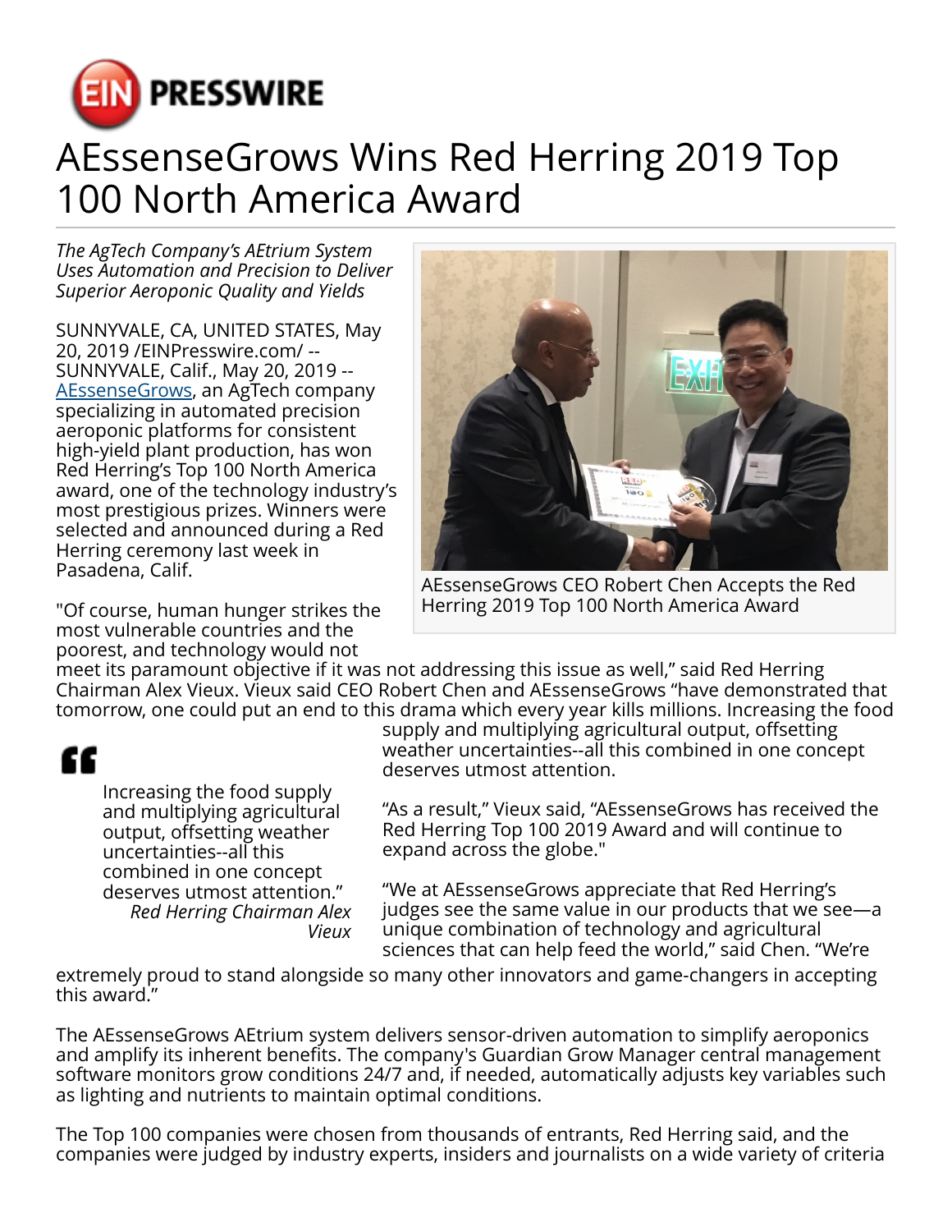# AEssenseGrows Wins Red Herring 2019 Top 100 North America Award

*The AgTech Company's AEtrium System Uses Automation and Precision to Deliver Superior Aeroponic Quality and Yields*

SUNNYVALE, CA, UNITED STATES, May 20, 2019 /EINPresswire.com/ -- SUNNYVALE, Calif., May 20, 2019 -- AEssenseGrows, an AgTech company specializing in automated precision aeroponic platforms for consistent high-yield plant production, has won Red Herring's Top 100 North America award, one of the technology industry's most prestigious prizes. Winners were selected and announced during a Red Herring ceremony last week in Pasadena, Calif.

AEssenseGrows CEO Robert Chen Accepts the Red Herring 2019 Top 100 North America Award

"Of course, human hunger strikes the most vulnerable countries and the poorest, and technology would not meet its paramount objective if it was not addressing this issue as well," said Red Herring Chairman Alex Vieux. Vieux said CEO Robert Chen and AEssenseGrows "have demonstrated that tomorrow, one could put an end to this drama which every year kills millions. Increasing the food supply and multiplying agricultural output, offsetting weather uncertainties--all this combined in one concept deserves utmost attention.

> Increasing the food supply and multiplying agricultural output, offsetting weather uncertainties--all this combined in one concept deserves utmost attention."
>
> *Red Herring Chairman Alex Vieux*

"As a result," Vieux said, "AEssenseGrows has received the Red Herring Top 100 2019 Award and will continue to expand across the globe."

"We at AEssenseGrows appreciate that Red Herring's judges see the same value in our products that we see—a unique combination of technology and agricultural sciences that can help feed the world," said Chen. "We're extremely proud to stand alongside so many other innovators and game-changers in accepting this award."

The AEssenseGrows AEtrium system delivers sensor-driven automation to simplify aeroponics and amplify its inherent benefits. The company's Guardian Grow Manager central management software monitors grow conditions 24/7 and, if needed, automatically adjusts key variables such as lighting and nutrients to maintain optimal conditions.

The Top 100 companies were chosen from thousands of entrants, Red Herring said, and the companies were judged by industry experts, insiders and journalists on a wide variety of criteria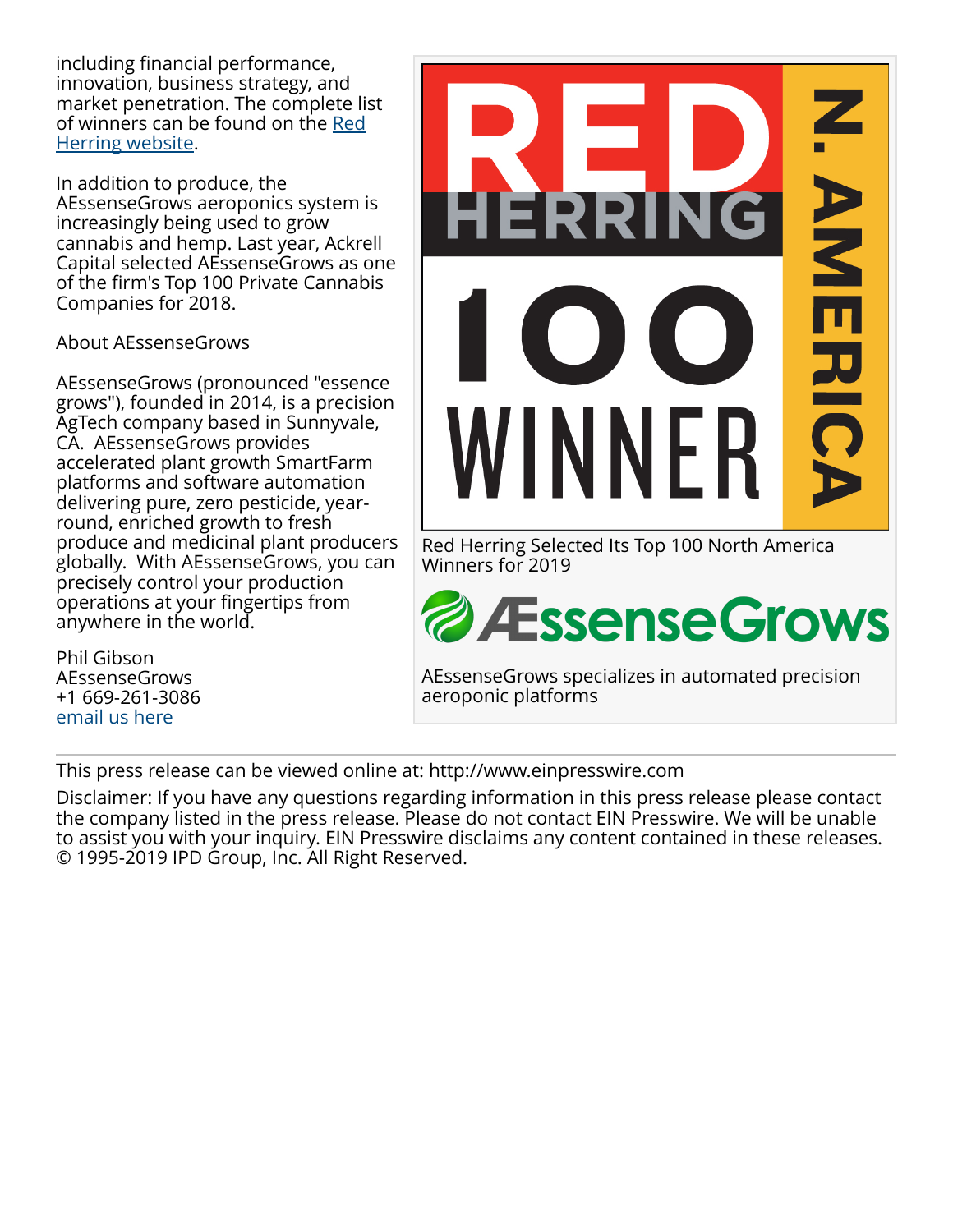including financial performance, innovation, business strategy, and market penetration. The complete list of winners can be found on the Red Herring website.

In addition to produce, the AEssenseGrows aeroponics system is increasingly being used to grow cannabis and hemp. Last year, Ackrell Capital selected AEssenseGrows as one of the firm's Top 100 Private Cannabis Companies for 2018.

About AEssenseGrows

AEssenseGrows (pronounced "essence grows"), founded in 2014, is a precision AgTech company based in Sunnyvale, CA. AEssenseGrows provides accelerated plant growth SmartFarm platforms and software automation delivering pure, zero pesticide, year-round, enriched growth to fresh produce and medicinal plant producers globally. With AEssenseGrows, you can precisely control your production operations at your fingertips from anywhere in the world.

Phil Gibson
AEssenseGrows
+1 669-261-3086
email us here

Red Herring Selected Its Top 100 North America Winners for 2019

AEssenseGrows specializes in automated precision aeroponic platforms

This press release can be viewed online at: http://www.einpresswire.com

Disclaimer: If you have any questions regarding information in this press release please contact the company listed in the press release. Please do not contact EIN Presswire. We will be unable to assist you with your inquiry. EIN Presswire disclaims any content contained in these releases. © 1995-2019 IPD Group, Inc. All Right Reserved.